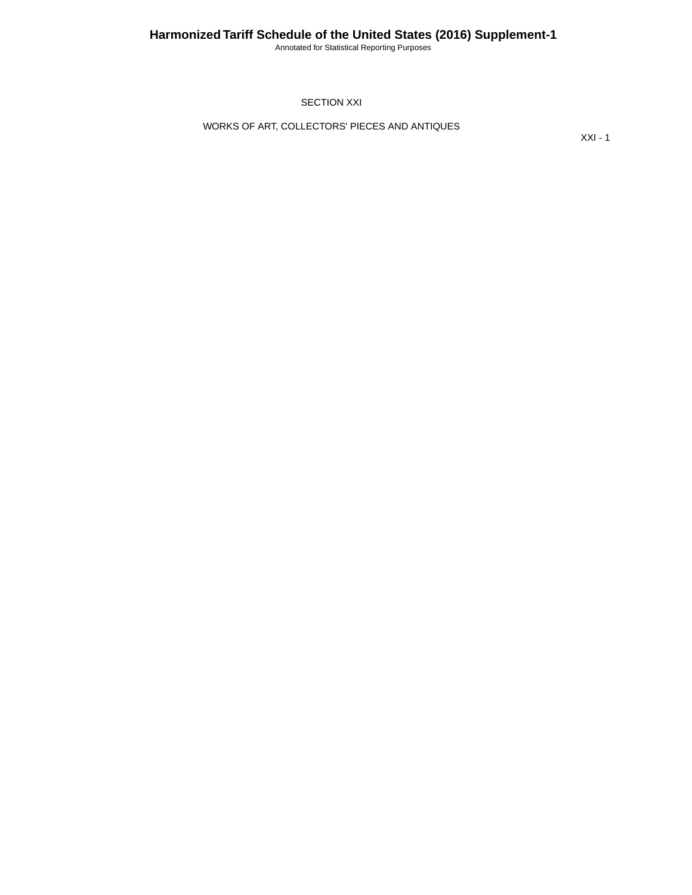## SECTION XXI

## WORKS OF ART, COLLECTORS' PIECES AND ANTIQUES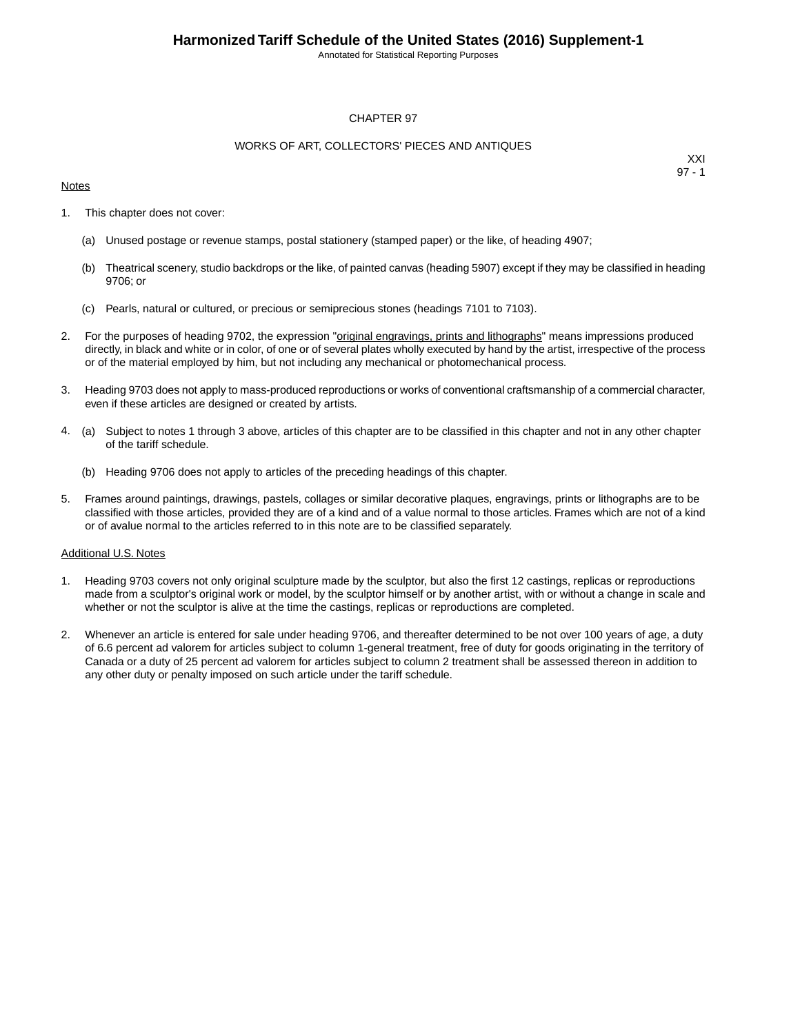# CHAPTER 97

## WORKS OF ART, COLLECTORS' PIECES AND ANTIQUES

XXI
97 - 1

Notes

1. This chapter does not cover:

   (a) Unused postage or revenue stamps, postal stationery (stamped paper) or the like, of heading 4907;

   (b) Theatrical scenery, studio backdrops or the like, of painted canvas (heading 5907) except if they may be classified in heading 9706; or

   (c) Pearls, natural or cultured, or precious or semiprecious stones (headings 7101 to 7103).

2. For the purposes of heading 9702, the expression "original engravings, prints and lithographs" means impressions produced directly, in black and white or in color, of one or of several plates wholly executed by hand by the artist, irrespective of the process or of the material employed by him, but not including any mechanical or photomechanical process.

3. Heading 9703 does not apply to mass-produced reproductions or works of conventional craftsmanship of a commercial character, even if these articles are designed or created by artists.

4. (a) Subject to notes 1 through 3 above, articles of this chapter are to be classified in this chapter and not in any other chapter of the tariff schedule.

   (b) Heading 9706 does not apply to articles of the preceding headings of this chapter.

5. Frames around paintings, drawings, pastels, collages or similar decorative plaques, engravings, prints or lithographs are to be classified with those articles, provided they are of a kind and of a value normal to those articles. Frames which are not of a kind or of avalue normal to the articles referred to in this note are to be classified separately.

Additional U.S. Notes

1. Heading 9703 covers not only original sculpture made by the sculptor, but also the first 12 castings, replicas or reproductions made from a sculptor's original work or model, by the sculptor himself or by another artist, with or without a change in scale and whether or not the sculptor is alive at the time the castings, replicas or reproductions are completed.

2. Whenever an article is entered for sale under heading 9706, and thereafter determined to be not over 100 years of age, a duty of 6.6 percent ad valorem for articles subject to column 1-general treatment, free of duty for goods originating in the territory of Canada or a duty of 25 percent ad valorem for articles subject to column 2 treatment shall be assessed thereon in addition to any other duty or penalty imposed on such article under the tariff schedule.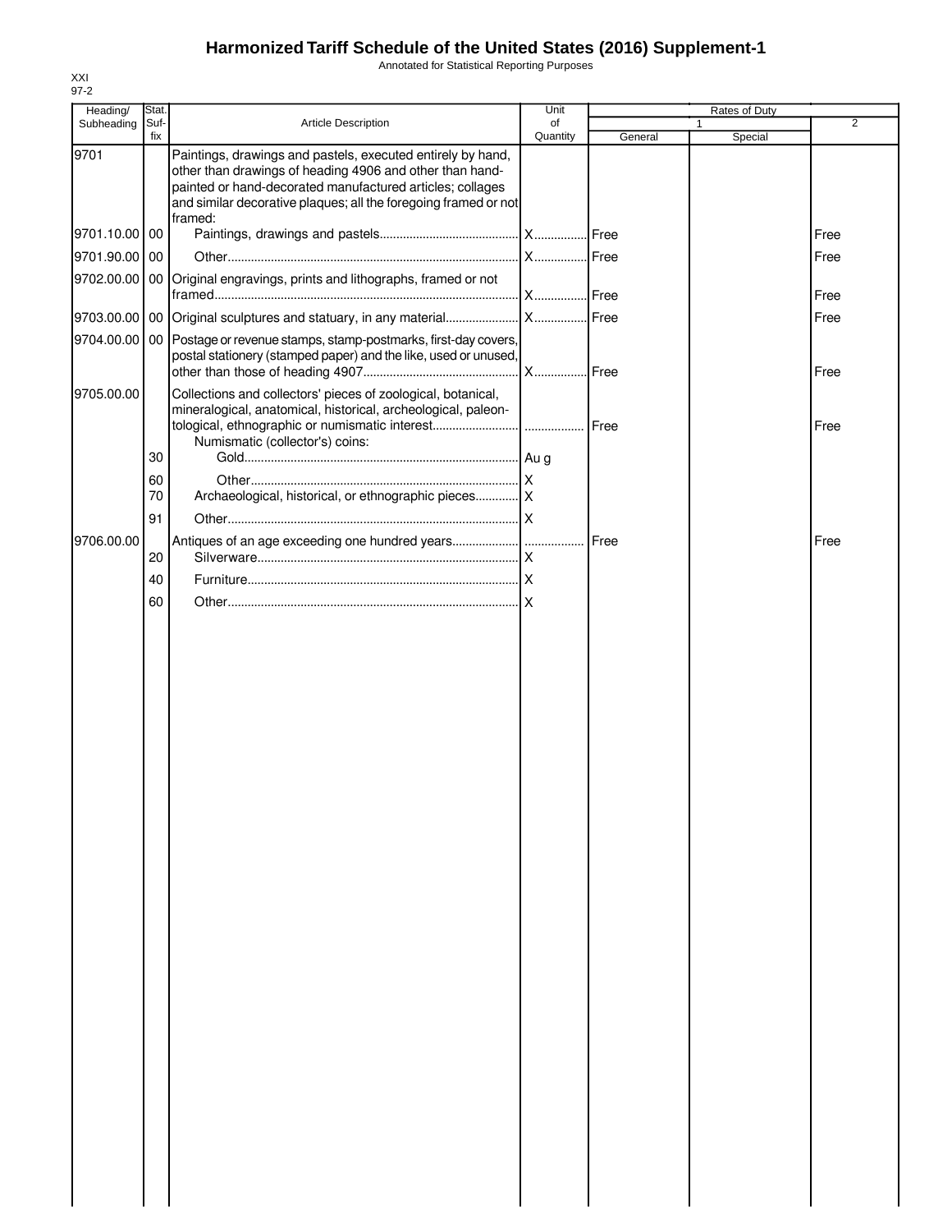# Harmonized Tariff Schedule of the United States (2016) Supplement-1

Annotated for Statistical Reporting Purposes

XXI
97-2

| Heading/ Subheading | Stat. Suf- fix | Article Description | Unit of Quantity | Rates of Duty 1 General | Special | 2 |
|---|---|---|---|---|---|---|
| 9701 | | Paintings, drawings and pastels, executed entirely by hand, other than drawings of heading 4906 and other than hand-painted or hand-decorated manufactured articles; collages and similar decorative plaques; all the foregoing framed or not framed: | | | | |
| 9701.10.00 | 00 | Paintings, drawings and pastels | X | Free | | Free |
| 9701.90.00 | 00 | Other | X | Free | | Free |
| 9702.00.00 | 00 | Original engravings, prints and lithographs, framed or not framed | X | Free | | Free |
| 9703.00.00 | 00 | Original sculptures and statuary, in any material | X | Free | | Free |
| 9704.00.00 | 00 | Postage or revenue stamps, stamp-postmarks, first-day covers, postal stationery (stamped paper) and the like, used or unused, other than those of heading 4907 | X | Free | | Free |
| 9705.00.00 | | Collections and collectors' pieces of zoological, botanical, mineralogical, anatomical, historical, archeological, paleontological, ethnographic or numismatic interest | | Free | | Free |
| | | Numismatic (collector's) coins: | | | | |
| | 30 | Gold | Au g | | | |
| | 60 | Other | X | | | |
| | 70 | Archaeological, historical, or ethnographic pieces | X | | | |
| | 91 | Other | X | | | |
| 9706.00.00 | | Antiques of an age exceeding one hundred years | | Free | | Free |
| | 20 | Silverware | X | | | |
| | 40 | Furniture | X | | | |
| | 60 | Other | X | | | |